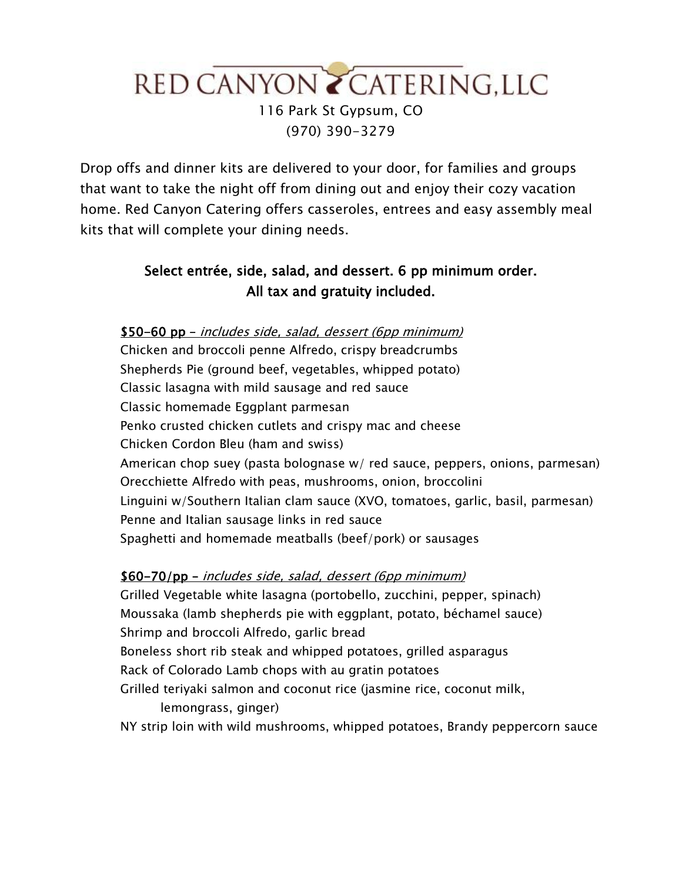# RED CANYON CATERING, LLC

116 Park St Gypsum, CO
(970) 390-3279

Drop offs and dinner kits are delivered to your door, for families and groups that want to take the night off from dining out and enjoy their cozy vacation home. Red Canyon Catering offers casseroles, entrees and easy assembly meal kits that will complete your dining needs.

**Select entrée, side, salad, and dessert. 6 pp minimum order.**
**All tax and gratuity included.**

**$50-60 pp** – *includes side, salad, dessert (6pp minimum)*

Chicken and broccoli penne Alfredo, crispy breadcrumbs
Shepherds Pie (ground beef, vegetables, whipped potato)
Classic lasagna with mild sausage and red sauce
Classic homemade Eggplant parmesan
Penko crusted chicken cutlets and crispy mac and cheese
Chicken Cordon Bleu (ham and swiss)
American chop suey (pasta bolognase w/ red sauce, peppers, onions, parmesan)
Orecchiette Alfredo with peas, mushrooms, onion, broccolini
Linguini w/Southern Italian clam sauce (XVO, tomatoes, garlic, basil, parmesan)
Penne and Italian sausage links in red sauce
Spaghetti and homemade meatballs (beef/pork) or sausages

**$60-70/pp** – *includes side, salad, dessert (6pp minimum)*

Grilled Vegetable white lasagna (portobello, zucchini, pepper, spinach)
Moussaka (lamb shepherds pie with eggplant, potato, béchamel sauce)
Shrimp and broccoli Alfredo, garlic bread
Boneless short rib steak and whipped potatoes, grilled asparagus
Rack of Colorado Lamb chops with au gratin potatoes
Grilled teriyaki salmon and coconut rice (jasmine rice, coconut milk, lemongrass, ginger)
NY strip loin with wild mushrooms, whipped potatoes, Brandy peppercorn sauce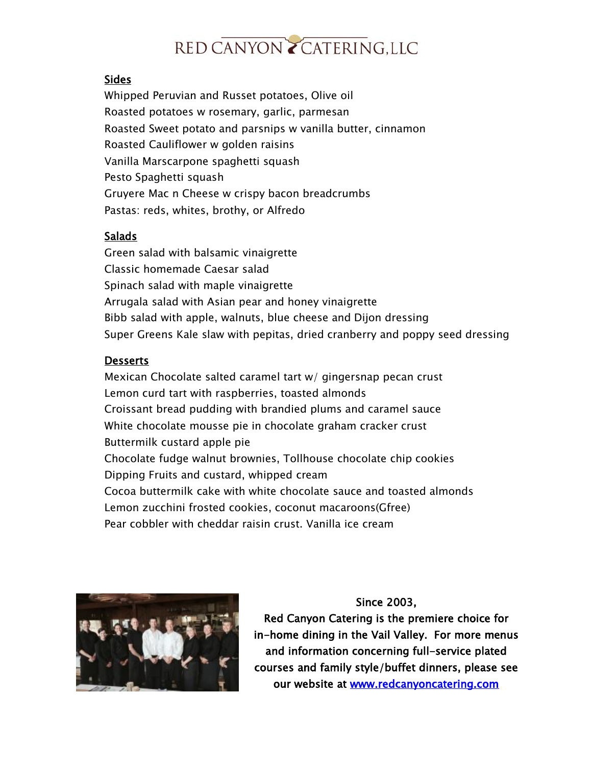# RED CANYON CATERING, LLC

**Sides**

Whipped Peruvian and Russet potatoes, Olive oil
Roasted potatoes w rosemary, garlic, parmesan
Roasted Sweet potato and parsnips w vanilla butter, cinnamon
Roasted Cauliflower w golden raisins
Vanilla Marscarpone spaghetti squash
Pesto Spaghetti squash
Gruyere Mac n Cheese w crispy bacon breadcrumbs
Pastas: reds, whites, brothy, or Alfredo

**Salads**

Green salad with balsamic vinaigrette
Classic homemade Caesar salad
Spinach salad with maple vinaigrette
Arrugala salad with Asian pear and honey vinaigrette
Bibb salad with apple, walnuts, blue cheese and Dijon dressing
Super Greens Kale slaw with pepitas, dried cranberry and poppy seed dressing

**Desserts**

Mexican Chocolate salted caramel tart w/ gingersnap pecan crust
Lemon curd tart with raspberries, toasted almonds
Croissant bread pudding with brandied plums and caramel sauce
White chocolate mousse pie in chocolate graham cracker crust
Buttermilk custard apple pie
Chocolate fudge walnut brownies, Tollhouse chocolate chip cookies
Dipping Fruits and custard, whipped cream
Cocoa buttermilk cake with white chocolate sauce and toasted almonds
Lemon zucchini frosted cookies, coconut macaroons(Gfree)
Pear cobbler with cheddar raisin crust. Vanilla ice cream

Since 2003,
Red Canyon Catering is the premiere choice for in-home dining in the Vail Valley. For more menus and information concerning full-service plated courses and family style/buffet dinners, please see our website at www.redcanyoncatering.com